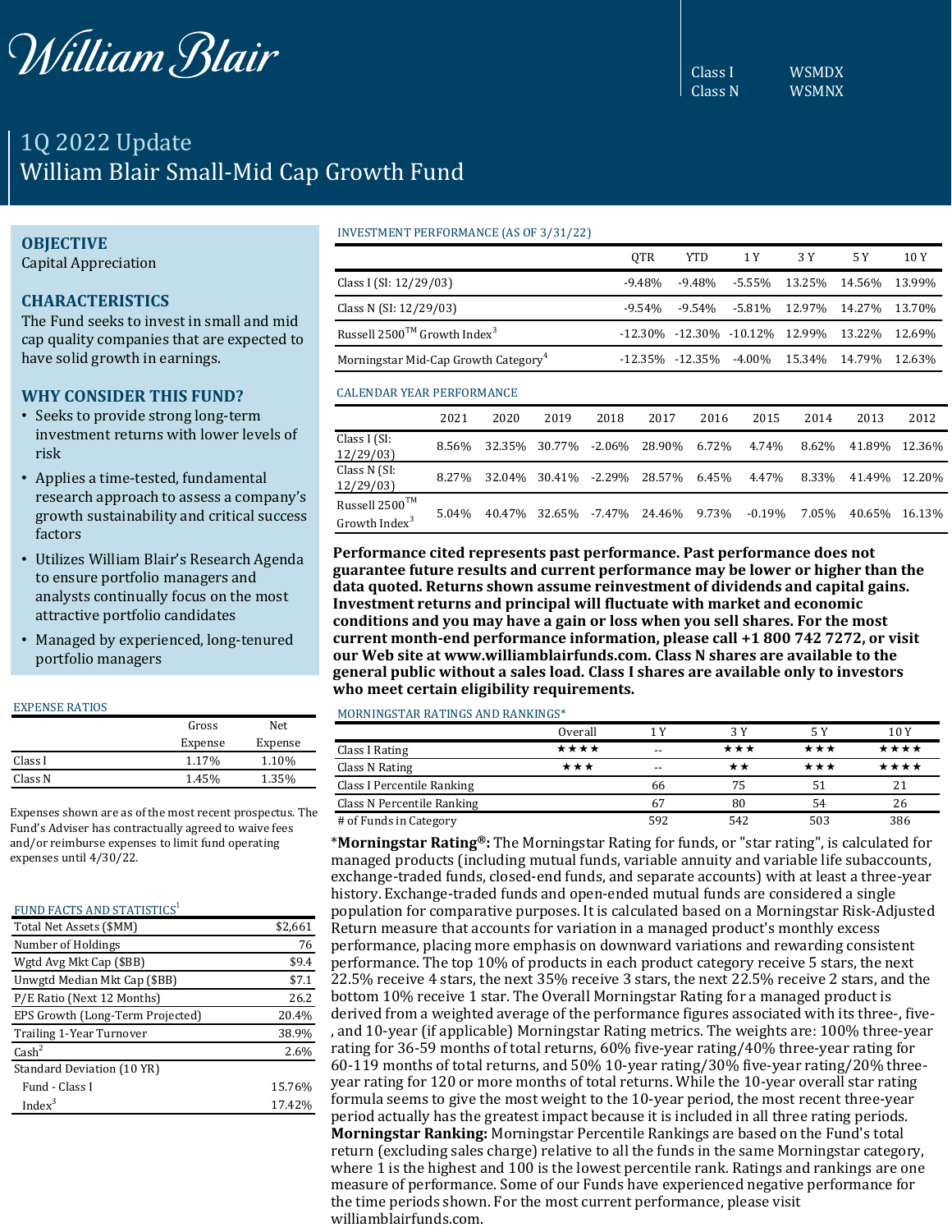William Blair

Class I WSMDX
Class N WSMNX

# 1Q 2022 Update
# William Blair Small-Mid Cap Growth Fund

## OBJECTIVE

Capital Appreciation

## CHARACTERISTICS

The Fund seeks to invest in small and mid cap quality companies that are expected to have solid growth in earnings.

## WHY CONSIDER THIS FUND?

- Seeks to provide strong long-term investment returns with lower levels of risk
- Applies a time-tested, fundamental research approach to assess a company's growth sustainability and critical success factors
- Utilizes William Blair's Research Agenda to ensure portfolio managers and analysts continually focus on the most attractive portfolio candidates
- Managed by experienced, long-tenured portfolio managers

### EXPENSE RATIOS

| | Gross Expense | Net Expense |
|---|---|---|
| Class I | 1.17% | 1.10% |
| Class N | 1.45% | 1.35% |

Expenses shown are as of the most recent prospectus. The Fund's Adviser has contractually agreed to waive fees and/or reimburse expenses to limit fund operating expenses until 4/30/22.

### FUND FACTS AND STATISTICS[1]

| | |
|---|---|
| Total Net Assets ($MM) | $2,661 |
| Number of Holdings | 76 |
| Wgtd Avg Mkt Cap ($BB) | $9.4 |
| Unwgtd Median Mkt Cap ($BB) | $7.1 |
| P/E Ratio (Next 12 Months) | 26.2 |
| EPS Growth (Long-Term Projected) | 20.4% |
| Trailing 1-Year Turnover | 38.9% |
| Cash[2] | 2.6% |
| Standard Deviation (10 YR) | |
| Fund - Class I | 15.76% |
| Index[3] | 17.42% |

### INVESTMENT PERFORMANCE (AS OF 3/31/22)

| | QTR | YTD | 1 Y | 3 Y | 5 Y | 10 Y |
|---|---|---|---|---|---|---|
| Class I (SI: 12/29/03) | -9.48% | -9.48% | -5.55% | 13.25% | 14.56% | 13.99% |
| Class N (SI: 12/29/03) | -9.54% | -9.54% | -5.81% | 12.97% | 14.27% | 13.70% |
| Russell 2500™ Growth Index[3] | -12.30% | -12.30% | -10.12% | 12.99% | 13.22% | 12.69% |
| Morningstar Mid-Cap Growth Category[4] | -12.35% | -12.35% | -4.00% | 15.34% | 14.79% | 12.63% |

### CALENDAR YEAR PERFORMANCE

| | 2021 | 2020 | 2019 | 2018 | 2017 | 2016 | 2015 | 2014 | 2013 | 2012 |
|---|---|---|---|---|---|---|---|---|---|---|
| Class I (SI: 12/29/03) | 8.56% | 32.35% | 30.77% | -2.06% | 28.90% | 6.72% | 4.74% | 8.62% | 41.89% | 12.36% |
| Class N (SI: 12/29/03) | 8.27% | 32.04% | 30.41% | -2.29% | 28.57% | 6.45% | 4.47% | 8.33% | 41.49% | 12.20% |
| Russell 2500™ Growth Index[3] | 5.04% | 40.47% | 32.65% | -7.47% | 24.46% | 9.73% | -0.19% | 7.05% | 40.65% | 16.13% |

**Performance cited represents past performance. Past performance does not guarantee future results and current performance may be lower or higher than the data quoted. Returns shown assume reinvestment of dividends and capital gains. Investment returns and principal will fluctuate with market and economic conditions and you may have a gain or loss when you sell shares. For the most current month-end performance information, please call +1 800 742 7272, or visit our Web site at www.williamblairfunds.com. Class N shares are available to the general public without a sales load. Class I shares are available only to investors who meet certain eligibility requirements.**

### MORNINGSTAR RATINGS AND RANKINGS*

| | Overall | 1 Y | 3 Y | 5 Y | 10 Y |
|---|---|---|---|---|---|
| Class I Rating | ★★★★ | -- | ★★★ | ★★★ | ★★★★ |
| Class N Rating | ★★★ | -- | ★★ | ★★★ | ★★★★ |
| Class I Percentile Ranking | | 66 | 75 | 51 | 21 |
| Class N Percentile Ranking | | 67 | 80 | 54 | 26 |
| # of Funds in Category | | 592 | 542 | 503 | 386 |

***Morningstar Rating®:** The Morningstar Rating for funds, or "star rating", is calculated for managed products (including mutual funds, variable annuity and variable life subaccounts, exchange-traded funds, closed-end funds, and separate accounts) with at least a three-year history. Exchange-traded funds and open-ended mutual funds are considered a single population for comparative purposes. It is calculated based on a Morningstar Risk-Adjusted Return measure that accounts for variation in a managed product's monthly excess performance, placing more emphasis on downward variations and rewarding consistent performance. The top 10% of products in each product category receive 5 stars, the next 22.5% receive 4 stars, the next 35% receive 3 stars, the next 22.5% receive 2 stars, and the bottom 10% receive 1 star. The Overall Morningstar Rating for a managed product is derived from a weighted average of the performance figures associated with its three-, five-, and 10-year (if applicable) Morningstar Rating metrics. The weights are: 100% three-year rating for 36-59 months of total returns, 60% five-year rating/40% three-year rating for 60-119 months of total returns, and 50% 10-year rating/30% five-year rating/20% three-year rating for 120 or more months of total returns. While the 10-year overall star rating formula seems to give the most weight to the 10-year period, the most recent three-year period actually has the greatest impact because it is included in all three rating periods. **Morningstar Ranking:** Morningstar Percentile Rankings are based on the Fund's total return (excluding sales charge) relative to all the funds in the same Morningstar category, where 1 is the highest and 100 is the lowest percentile rank. Ratings and rankings are one measure of performance. Some of our Funds have experienced negative performance for the time periods shown. For the most current performance, please visit williamblairfunds.com.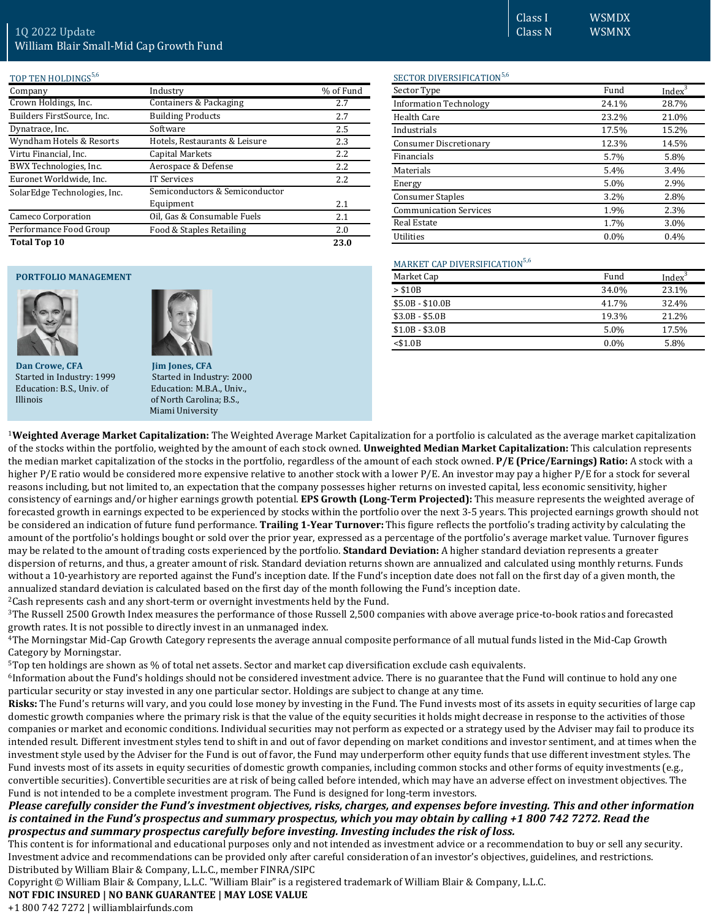1Q 2022 Update
William Blair Small-Mid Cap Growth Fund

Class I WSMDX
Class N WSMNX

## TOP TEN HOLDINGS[5,6]

| Company | Industry | % of Fund |
|---|---|---|
| Crown Holdings, Inc. | Containers & Packaging | 2.7 |
| Builders FirstSource, Inc. | Building Products | 2.7 |
| Dynatrace, Inc. | Software | 2.5 |
| Wyndham Hotels & Resorts | Hotels, Restaurants & Leisure | 2.3 |
| Virtu Financial, Inc. | Capital Markets | 2.2 |
| BWX Technologies, Inc. | Aerospace & Defense | 2.2 |
| Euronet Worldwide, Inc. | IT Services | 2.2 |
| SolarEdge Technologies, Inc. | Semiconductors & Semiconductor Equipment | 2.1 |
| Cameco Corporation | Oil, Gas & Consumable Fuels | 2.1 |
| Performance Food Group | Food & Staples Retailing | 2.0 |
| **Total Top 10** | | **23.0** |

## PORTFOLIO MANAGEMENT

**Dan Crowe, CFA**
Started in Industry: 1999
Education: B.S., Univ. of Illinois

**Jim Jones, CFA**
Started in Industry: 2000
Education: M.B.A., Univ., of North Carolina; B.S., Miami University

## SECTOR DIVERSIFICATION[5,6]

| Sector Type | Fund | Index[3] |
|---|---|---|
| Information Technology | 24.1% | 28.7% |
| Health Care | 23.2% | 21.0% |
| Industrials | 17.5% | 15.2% |
| Consumer Discretionary | 12.3% | 14.5% |
| Financials | 5.7% | 5.8% |
| Materials | 5.4% | 3.4% |
| Energy | 5.0% | 2.9% |
| Consumer Staples | 3.2% | 2.8% |
| Communication Services | 1.9% | 2.3% |
| Real Estate | 1.7% | 3.0% |
| Utilities | 0.0% | 0.4% |

## MARKET CAP DIVERSIFICATION[5,6]

| Market Cap | Fund | Index[3] |
|---|---|---|
| > $10B | 34.0% | 23.1% |
| $5.0B - $10.0B | 41.7% | 32.4% |
| $3.0B - $5.0B | 19.3% | 21.2% |
| $1.0B - $3.0B | 5.0% | 17.5% |
| <$1.0B | 0.0% | 5.8% |

[1]**Weighted Average Market Capitalization:** The Weighted Average Market Capitalization for a portfolio is calculated as the average market capitalization of the stocks within the portfolio, weighted by the amount of each stock owned. **Unweighted Median Market Capitalization:** This calculation represents the median market capitalization of the stocks in the portfolio, regardless of the amount of each stock owned. **P/E (Price/Earnings) Ratio:** A stock with a higher P/E ratio would be considered more expensive relative to another stock with a lower P/E. An investor may pay a higher P/E for a stock for several reasons including, but not limited to, an expectation that the company possesses higher returns on invested capital, less economic sensitivity, higher consistency of earnings and/or higher earnings growth potential. **EPS Growth (Long-Term Projected):** This measure represents the weighted average of forecasted growth in earnings expected to be experienced by stocks within the portfolio over the next 3-5 years. This projected earnings growth should not be considered an indication of future fund performance. **Trailing 1-Year Turnover:** This figure reflects the portfolio's trading activity by calculating the amount of the portfolio's holdings bought or sold over the prior year, expressed as a percentage of the portfolio's average market value. Turnover figures may be related to the amount of trading costs experienced by the portfolio. **Standard Deviation:** A higher standard deviation represents a greater dispersion of returns, and thus, a greater amount of risk. Standard deviation returns shown are annualized and calculated using monthly returns. Funds without a 10-yearhistory are reported against the Fund's inception date. If the Fund's inception date does not fall on the first day of a given month, the annualized standard deviation is calculated based on the first day of the month following the Fund's inception date.
[2]Cash represents cash and any short-term or overnight investments held by the Fund.
[3]The Russell 2500 Growth Index measures the performance of those Russell 2,500 companies with above average price-to-book ratios and forecasted growth rates. It is not possible to directly invest in an unmanaged index.
[4]The Morningstar Mid-Cap Growth Category represents the average annual composite performance of all mutual funds listed in the Mid-Cap Growth Category by Morningstar.
[5]Top ten holdings are shown as % of total net assets. Sector and market cap diversification exclude cash equivalents.
[6]Information about the Fund's holdings should not be considered investment advice. There is no guarantee that the Fund will continue to hold any one particular security or stay invested in any one particular sector. Holdings are subject to change at any time.
**Risks:** The Fund's returns will vary, and you could lose money by investing in the Fund. The Fund invests most of its assets in equity securities of large cap domestic growth companies where the primary risk is that the value of the equity securities it holds might decrease in response to the activities of those companies or market and economic conditions. Individual securities may not perform as expected or a strategy used by the Adviser may fail to produce its intended result. Different investment styles tend to shift in and out of favor depending on market conditions and investor sentiment, and at times when the investment style used by the Adviser for the Fund is out of favor, the Fund may underperform other equity funds that use different investment styles. The Fund invests most of its assets in equity securities of domestic growth companies, including common stocks and other forms of equity investments (e.g., convertible securities). Convertible securities are at risk of being called before intended, which may have an adverse effect on investment objectives. The Fund is not intended to be a complete investment program. The Fund is designed for long-term investors.
***Please carefully consider the Fund's investment objectives, risks, charges, and expenses before investing. This and other information is contained in the Fund's prospectus and summary prospectus, which you may obtain by calling +1 800 742 7272. Read the prospectus and summary prospectus carefully before investing. Investing includes the risk of loss.***
This content is for informational and educational purposes only and not intended as investment advice or a recommendation to buy or sell any security. Investment advice and recommendations can be provided only after careful consideration of an investor's objectives, guidelines, and restrictions.
Distributed by William Blair & Company, L.L.C., member FINRA/SIPC
Copyright © William Blair & Company, L.L.C. "William Blair" is a registered trademark of William Blair & Company, L.L.C.
**NOT FDIC INSURED | NO BANK GUARANTEE | MAY LOSE VALUE**
+1 800 742 7272 | williamblairfunds.com